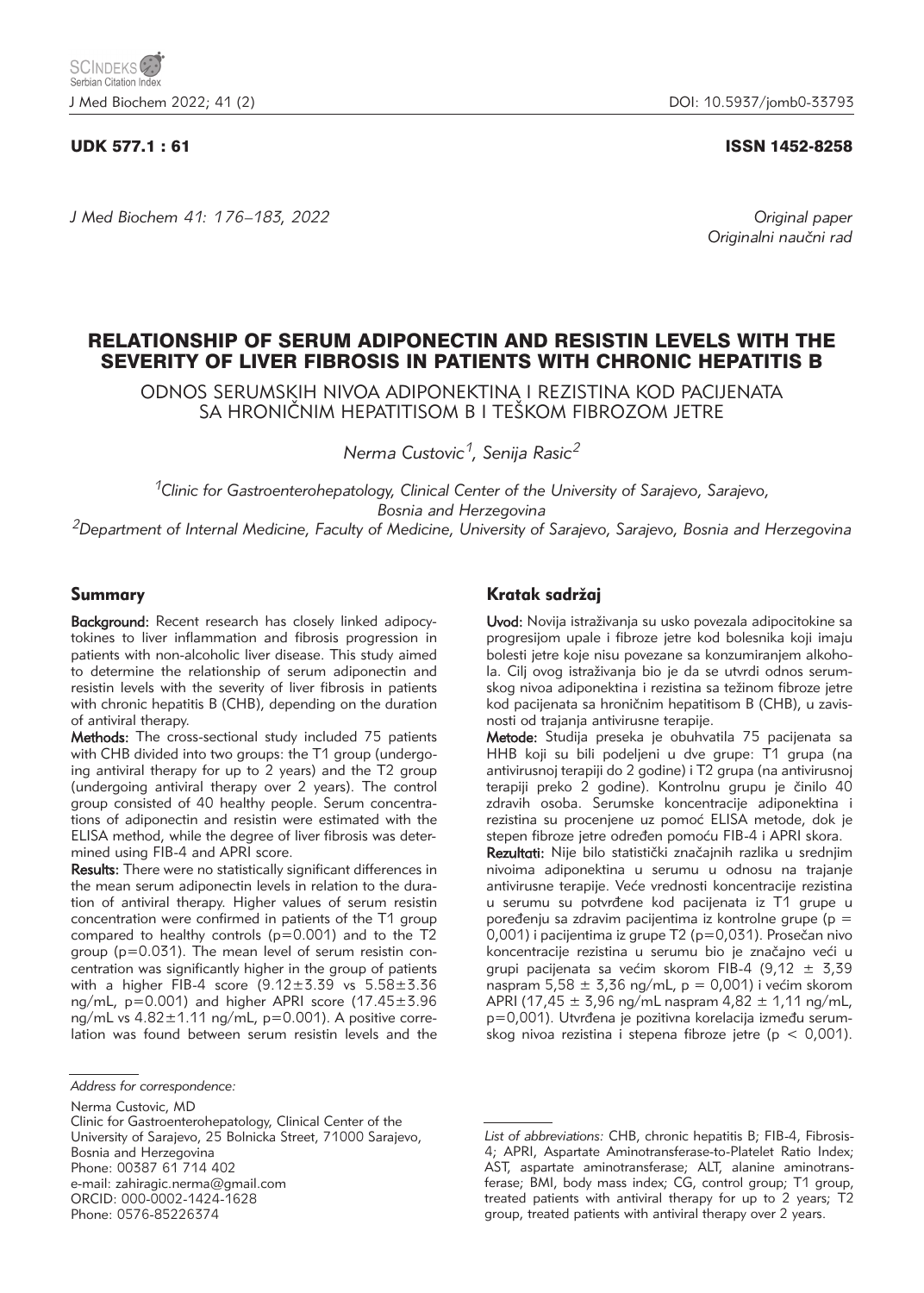UDK 577.1 : 61

ISSN 1452-8258

*Original paper*
*Originalni naučni rad*

# RELATIONSHIP OF SERUM ADIPONECTIN AND RESISTIN LEVELS WITH THE SEVERITY OF LIVER FIBROSIS IN PATIENTS WITH CHRONIC HEPATITIS B

ODNOS SERUMSKIH NIVOA ADIPONEKTINA I REZISTINA KOD PACIJENATA SA HRONIČNIM HEPATITISOM B I TEŠKOM FIBROZOM JETRE

*Nerma Custovic[1], Senija Rasic[2]*

[1]*Clinic for Gastroenterohepatology, Clinical Center of the University of Sarajevo, Sarajevo, Bosnia and Herzegovina*
[2]*Department of Internal Medicine, Faculty of Medicine, University of Sarajevo, Sarajevo, Bosnia and Herzegovina*

## Summary

**Background:** Recent research has closely linked adipocytokines to liver inflammation and fibrosis progression in patients with non-alcoholic liver disease. This study aimed to determine the relationship of serum adiponectin and resistin levels with the severity of liver fibrosis in patients with chronic hepatitis B (CHB), depending on the duration of antiviral therapy.

**Methods:** The cross-sectional study included 75 patients with CHB divided into two groups: the T1 group (undergoing antiviral therapy for up to 2 years) and the T2 group (undergoing antiviral therapy over 2 years). The control group consisted of 40 healthy people. Serum concentrations of adiponectin and resistin were estimated with the ELISA method, while the degree of liver fibrosis was determined using FIB-4 and APRI score.

**Results:** There were no statistically significant differences in the mean serum adiponectin levels in relation to the duration of antiviral therapy. Higher values of serum resistin concentration were confirmed in patients of the T1 group compared to healthy controls (p=0.001) and to the T2 group (p=0.031). The mean level of serum resistin concentration was significantly higher in the group of patients with a higher FIB-4 score (9.12±3.39 vs 5.58±3.36 ng/mL, p=0.001) and higher APRI score (17.45±3.96 ng/mL vs 4.82±1.11 ng/mL, p=0.001). A positive correlation was found between serum resistin levels and the

## Kratak sadržaj

**Uvod:** Novija istraživanja su usko povezala adipocitokine sa progresijom upale i fibroze jetre kod bolesnika koji imaju bolesti jetre koje nisu povezane sa konzumiranjem alkohola. Cilj ovog istraživanja bio je da se utvrdi odnos serumskog nivoa adiponektina i rezistina sa težinom fibroze jetre kod pacijenata sa hroničnim hepatitisom B (CHB), u zavisnosti od trajanja antivirusne terapije.

**Metode:** Studija preseka je obuhvatila 75 pacijenata sa HHB koji su bili podeljeni u dve grupe: T1 grupa (na antivirusnoj terapiji do 2 godine) i T2 grupa (na antivirusnoj terapiji preko 2 godine). Kontrolnu grupu je činilo 40 zdravih osoba. Serumske koncentracije adiponektina i rezistina su procenjene uz pomoć ELISA metode, dok je stepen fibroze jetre određen pomoću FIB-4 i APRI skora.

**Rezultati:** Nije bilo statistički značajnih razlika u srednjim nivoima adiponektina u serumu u odnosu na trajanje antivirusne terapije. Veće vrednosti koncentracije rezistina u serumu su potvrđene kod pacijenata iz T1 grupe u poređenju sa zdravim pacijentima iz kontrolne grupe (p = 0,001) i pacijentima iz grupe T2 (p=0,031). Prosečan nivo koncentracije rezistina u serumu bio je značajno veći u grupi pacijenata sa većim skorom FIB-4 (9,12 ± 3,39 naspram 5,58 ± 3,36 ng/mL, p = 0,001) i većim skorom APRI (17,45 ± 3,96 ng/mL naspram 4,82 ± 1,11 ng/mL, p=0,001). Utvrđena je pozitivna korelacija između serumskog nivoa rezistina i stepena fibroze jetre (p < 0,001).

---

*Address for correspondence:*

Nerma Custovic, MD
Clinic for Gastroenterohepatology, Clinical Center of the University of Sarajevo, 25 Bolnicka Street, 71000 Sarajevo, Bosnia and Herzegovina
Phone: 00387 61 714 402
e-mail: zahiragic.nerma@gmail.com
ORCID: 000-0002-1424-1628
Phone: 0576-85226374

*List of abbreviations:* CHB, chronic hepatitis B; FIB-4, Fibrosis-4; APRI, Aspartate Aminotransferase-to-Platelet Ratio Index; AST, aspartate aminotransferase; ALT, alanine aminotransferase; BMI, body mass index; CG, control group; T1 group, treated patients with antiviral therapy for up to 2 years; T2 group, treated patients with antiviral therapy over 2 years.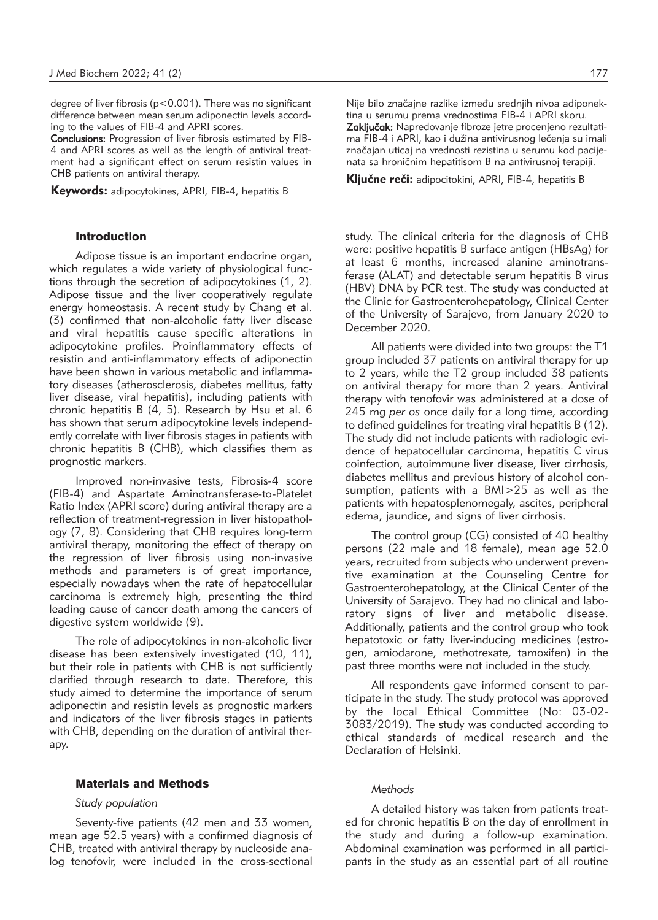degree of liver fibrosis ($p<0.001$). There was no significant difference between mean serum adiponectin levels according to the values of FIB-4 and APRI scores.

**Conclusions:** Progression of liver fibrosis estimated by FIB-4 and APRI scores as well as the length of antiviral treatment had a significant effect on serum resistin values in CHB patients on antiviral therapy.

**Keywords:** adipocytokines, APRI, FIB-4, hepatitis B

Nije bilo značajne razlike između srednjih nivoa adiponektina u serumu prema vrednostima FIB-4 i APRI skoru.

**Zaključak:** Napredovanje fibroze jetre procenjeno rezultatima FIB-4 i APRI, kao i dužina antivirusnog lečenja su imali značajan uticaj na vrednosti rezistina u serumu kod pacijenata sa hroničnim hepatitisom B na antivirusnoj terapiji.

**Ključne reči:** adipocitokini, APRI, FIB-4, hepatitis B

## Introduction

Adipose tissue is an important endocrine organ, which regulates a wide variety of physiological functions through the secretion of adipocytokines (1, 2). Adipose tissue and the liver cooperatively regulate energy homeostasis. A recent study by Chang et al. (3) confirmed that non-alcoholic fatty liver disease and viral hepatitis cause specific alterations in adipocytokine profiles. Proinflammatory effects of resistin and anti-inflammatory effects of adiponectin have been shown in various metabolic and inflammatory diseases (atherosclerosis, diabetes mellitus, fatty liver disease, viral hepatitis), including patients with chronic hepatitis B (4, 5). Research by Hsu et al. 6 has shown that serum adipocytokine levels independently correlate with liver fibrosis stages in patients with chronic hepatitis B (CHB), which classifies them as prognostic markers.

Improved non-invasive tests, Fibrosis-4 score (FIB-4) and Aspartate Aminotransferase-to-Platelet Ratio Index (APRI score) during antiviral therapy are a reflection of treatment-regression in liver histopathology (7, 8). Considering that CHB requires long-term antiviral therapy, monitoring the effect of therapy on the regression of liver fibrosis using non-invasive methods and parameters is of great importance, especially nowadays when the rate of hepatocellular carcinoma is extremely high, presenting the third leading cause of cancer death among the cancers of digestive system worldwide (9).

The role of adipocytokines in non-alcoholic liver disease has been extensively investigated (10, 11), but their role in patients with CHB is not sufficiently clarified through research to date. Therefore, this study aimed to determine the importance of serum adiponectin and resistin levels as prognostic markers and indicators of the liver fibrosis stages in patients with CHB, depending on the duration of antiviral therapy.

## Materials and Methods

### *Study population*

Seventy-five patients (42 men and 33 women, mean age 52.5 years) with a confirmed diagnosis of CHB, treated with antiviral therapy by nucleoside analog tenofovir, were included in the cross-sectional study. The clinical criteria for the diagnosis of CHB were: positive hepatitis B surface antigen (HBsAg) for at least 6 months, increased alanine aminotransferase (ALAT) and detectable serum hepatitis B virus (HBV) DNA by PCR test. The study was conducted at the Clinic for Gastroenterohepatology, Clinical Center of the University of Sarajevo, from January 2020 to December 2020.

All patients were divided into two groups: the T1 group included 37 patients on antiviral therapy for up to 2 years, while the T2 group included 38 patients on antiviral therapy for more than 2 years. Antiviral therapy with tenofovir was administered at a dose of 245 mg *per os* once daily for a long time, according to defined guidelines for treating viral hepatitis B (12). The study did not include patients with radiologic evidence of hepatocellular carcinoma, hepatitis C virus coinfection, autoimmune liver disease, liver cirrhosis, diabetes mellitus and previous history of alcohol consumption, patients with a BMI>25 as well as the patients with hepatosplenomegaly, ascites, peripheral edema, jaundice, and signs of liver cirrhosis.

The control group (CG) consisted of 40 healthy persons (22 male and 18 female), mean age 52.0 years, recruited from subjects who underwent preventive examination at the Counseling Centre for Gastroenterohepatology, at the Clinical Center of the University of Sarajevo. They had no clinical and laboratory signs of liver and metabolic disease. Additionally, patients and the control group who took hepatotoxic or fatty liver-inducing medicines (estrogen, amiodarone, methotrexate, tamoxifen) in the past three months were not included in the study.

All respondents gave informed consent to participate in the study. The study protocol was approved by the local Ethical Committee (No: 03-02-3083/2019). The study was conducted according to ethical standards of medical research and the Declaration of Helsinki.

### *Methods*

A detailed history was taken from patients treated for chronic hepatitis B on the day of enrollment in the study and during a follow-up examination. Abdominal examination was performed in all participants in the study as an essential part of all routine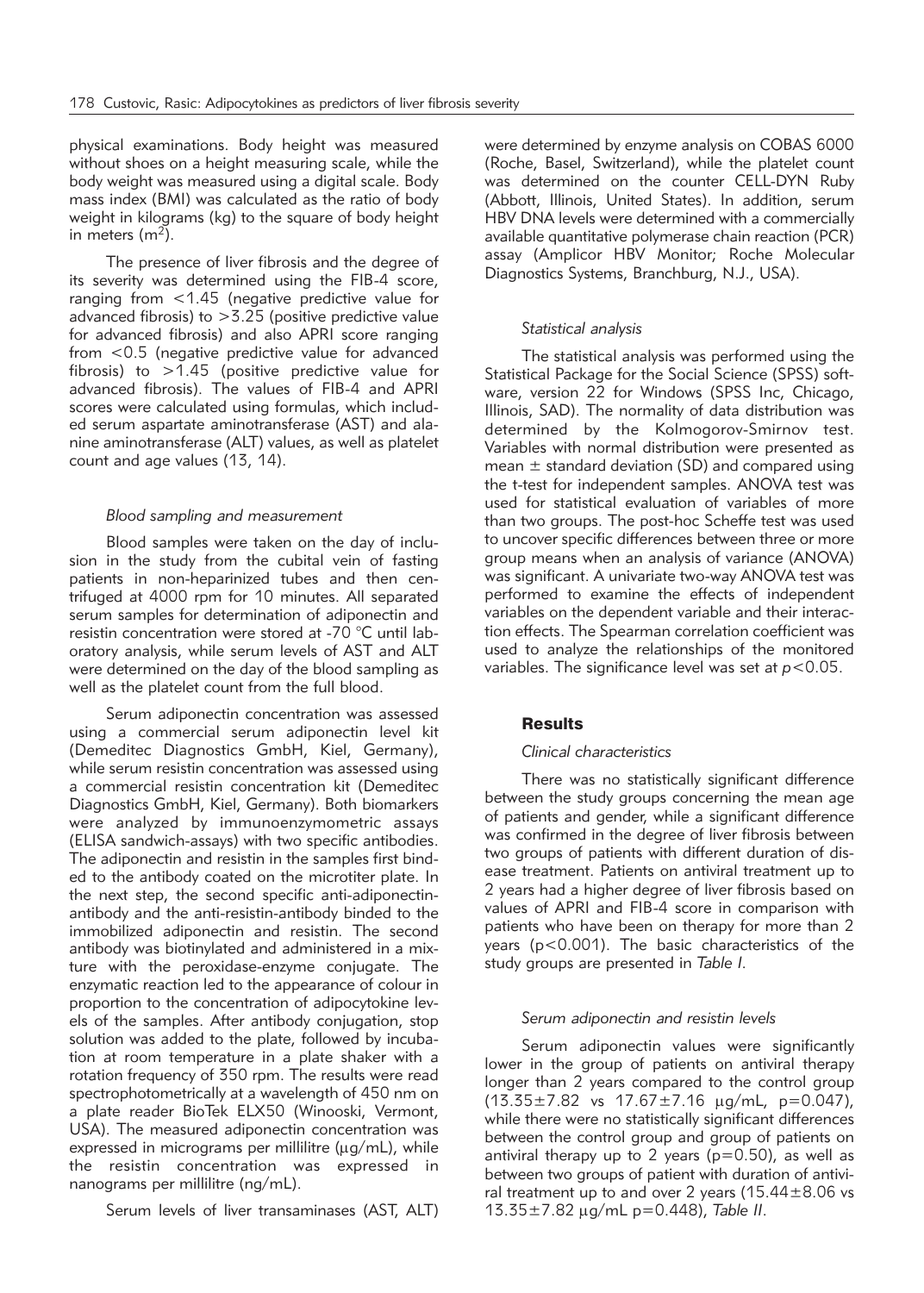physical examinations. Body height was measured without shoes on a height measuring scale, while the body weight was measured using a digital scale. Body mass index (BMI) was calculated as the ratio of body weight in kilograms (kg) to the square of body height in meters ($m^2$).

The presence of liver fibrosis and the degree of its severity was determined using the FIB-4 score, ranging from <1.45 (negative predictive value for advanced fibrosis) to >3.25 (positive predictive value for advanced fibrosis) and also APRI score ranging from <0.5 (negative predictive value for advanced fibrosis) to >1.45 (positive predictive value for advanced fibrosis). The values of FIB-4 and APRI scores were calculated using formulas, which included serum aspartate aminotransferase (AST) and alanine aminotransferase (ALT) values, as well as platelet count and age values (13, 14).

### *Blood sampling and measurement*

Blood samples were taken on the day of inclusion in the study from the cubital vein of fasting patients in non-heparinized tubes and then centrifuged at 4000 rpm for 10 minutes. All separated serum samples for determination of adiponectin and resistin concentration were stored at -70 °C until laboratory analysis, while serum levels of AST and ALT were determined on the day of the blood sampling as well as the platelet count from the full blood.

Serum adiponectin concentration was assessed using a commercial serum adiponectin level kit (Demeditec Diagnostics GmbH, Kiel, Germany), while serum resistin concentration was assessed using a commercial resistin concentration kit (Demeditec Diagnostics GmbH, Kiel, Germany). Both biomarkers were analyzed by immunoenzymometric assays (ELISA sandwich-assays) with two specific antibodies. The adiponectin and resistin in the samples first binded to the antibody coated on the microtiter plate. In the next step, the second specific anti-adiponectin-antibody and the anti-resistin-antibody binded to the immobilized adiponectin and resistin. The second antibody was biotinylated and administered in a mixture with the peroxidase-enzyme conjugate. The enzymatic reaction led to the appearance of colour in proportion to the concentration of adipocytokine levels of the samples. After antibody conjugation, stop solution was added to the plate, followed by incubation at room temperature in a plate shaker with a rotation frequency of 350 rpm. The results were read spectrophotometrically at a wavelength of 450 nm on a plate reader BioTek ELX50 (Winooski, Vermont, USA). The measured adiponectin concentration was expressed in micrograms per millilitre (μg/mL), while the resistin concentration was expressed in nanograms per millilitre (ng/mL).

Serum levels of liver transaminases (AST, ALT) were determined by enzyme analysis on COBAS 6000 (Roche, Basel, Switzerland), while the platelet count was determined on the counter CELL-DYN Ruby (Abbott, Illinois, United States). In addition, serum HBV DNA levels were determined with a commercially available quantitative polymerase chain reaction (PCR) assay (Amplicor HBV Monitor; Roche Molecular Diagnostics Systems, Branchburg, N.J., USA).

### *Statistical analysis*

The statistical analysis was performed using the Statistical Package for the Social Science (SPSS) software, version 22 for Windows (SPSS Inc, Chicago, Illinois, SAD). The normality of data distribution was determined by the Kolmogorov-Smirnov test. Variables with normal distribution were presented as mean ± standard deviation (SD) and compared using the t-test for independent samples. ANOVA test was used for statistical evaluation of variables of more than two groups. The post-hoc Scheffe test was used to uncover specific differences between three or more group means when an analysis of variance (ANOVA) was significant. A univariate two-way ANOVA test was performed to examine the effects of independent variables on the dependent variable and their interaction effects. The Spearman correlation coefficient was used to analyze the relationships of the monitored variables. The significance level was set at $p<0.05$.

## Results

### *Clinical characteristics*

There was no statistically significant difference between the study groups concerning the mean age of patients and gender, while a significant difference was confirmed in the degree of liver fibrosis between two groups of patients with different duration of disease treatment. Patients on antiviral treatment up to 2 years had a higher degree of liver fibrosis based on values of APRI and FIB-4 score in comparison with patients who have been on therapy for more than 2 years ($p<0.001$). The basic characteristics of the study groups are presented in *Table I*.

### *Serum adiponectin and resistin levels*

Serum adiponectin values were significantly lower in the group of patients on antiviral therapy longer than 2 years compared to the control group (13.35±7.82 vs 17.67±7.16 μg/mL, p=0.047), while there were no statistically significant differences between the control group and group of patients on antiviral therapy up to 2 years (p=0.50), as well as between two groups of patient with duration of antiviral treatment up to and over 2 years (15.44±8.06 vs 13.35±7.82 μg/mL p=0.448), *Table II*.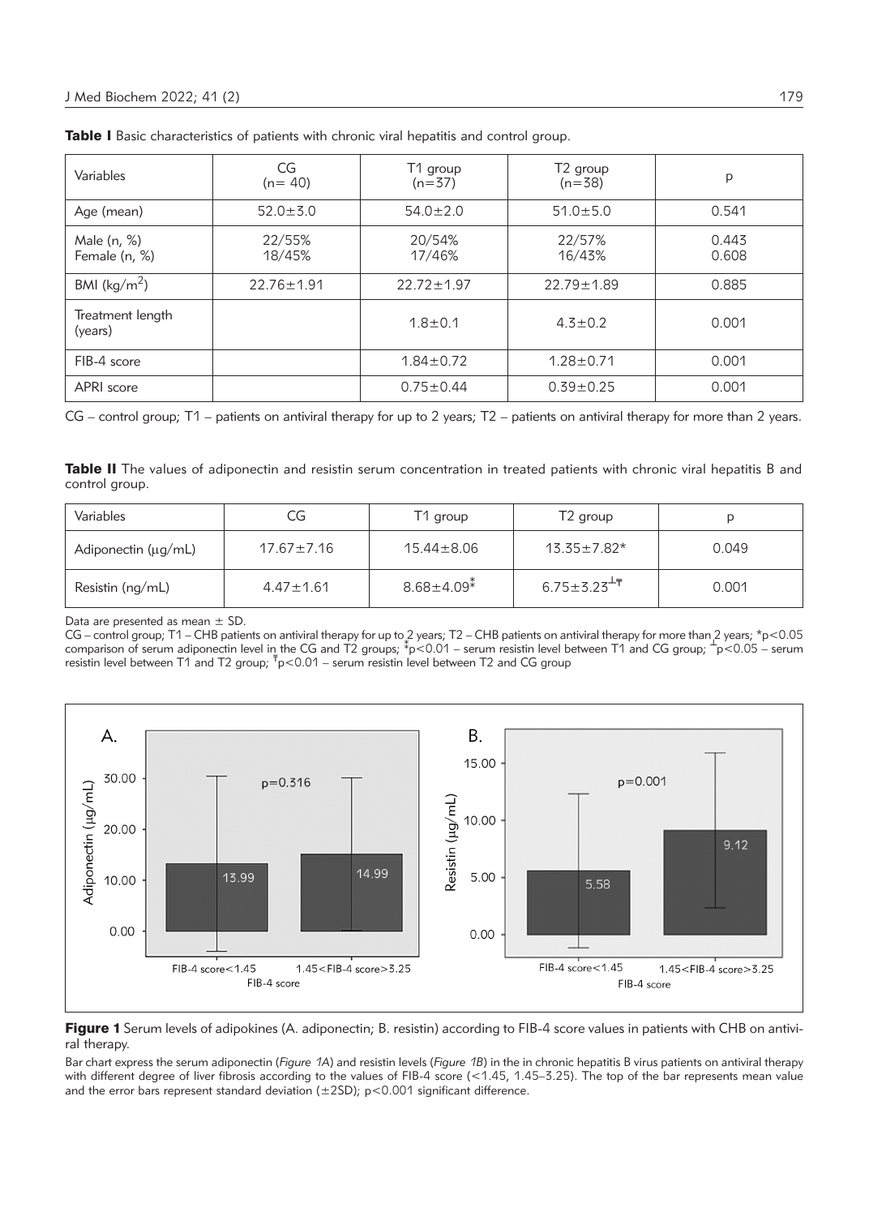**Table I** Basic characteristics of patients with chronic viral hepatitis and control group.

| Variables | CG (n= 40) | T1 group (n=37) | T2 group (n=38) | p |
|---|---|---|---|---|
| Age (mean) | 52.0±3.0 | 54.0±2.0 | 51.0±5.0 | 0.541 |
| Male (n, %)<br>Female (n, %) | 22/55%<br>18/45% | 20/54%<br>17/46% | 22/57%<br>16/43% | 0.443<br>0.608 |
| BMI (kg/m$^2$) | 22.76±1.91 | 22.72±1.97 | 22.79±1.89 | 0.885 |
| Treatment length (years) | | 1.8±0.1 | 4.3±0.2 | 0.001 |
| FIB-4 score | | 1.84±0.72 | 1.28±0.71 | 0.001 |
| APRI score | | 0.75±0.44 | 0.39±0.25 | 0.001 |

CG – control group; T1 – patients on antiviral therapy for up to 2 years; T2 – patients on antiviral therapy for more than 2 years.

**Table II** The values of adiponectin and resistin serum concentration in treated patients with chronic viral hepatitis B and control group.

| Variables | CG | T1 group | T2 group | p |
|---|---|---|---|---|
| Adiponectin (μg/mL) | 17.67±7.16 | 15.44±8.06 | 13.35±7.82* | 0.049 |
| Resistin (ng/mL) | 4.47±1.61 | 8.68±4.09$^{‡}$ | 6.75±3.23$^{⊥ŧ}$ | 0.001 |

Data are presented as mean ± SD.

CG – control group; T1 – CHB patients on antiviral therapy for up to 2 years; T2 – CHB patients on antiviral therapy for more than 2 years; *p<0.05 comparison of serum adiponectin level in the CG and T2 groups; $^{‡}$p<0.01 – serum resistin level between T1 and CG group; $^{⊥}$p<0.05 – serum resistin level between T1 and T2 group; $^{ŧ}$p<0.01 – serum resistin level between T2 and CG group

**Figure 1** Serum levels of adipokines (A. adiponectin; B. resistin) according to FIB-4 score values in patients with CHB on antiviral therapy.

Bar chart express the serum adiponectin (*Figure 1A*) and resistin levels (*Figure 1B*) in the in chronic hepatitis B virus patients on antiviral therapy with different degree of liver fibrosis according to the values of FIB-4 score (<1.45, 1.45–3.25). The top of the bar represents mean value and the error bars represent standard deviation (±2SD); p<0.001 significant difference.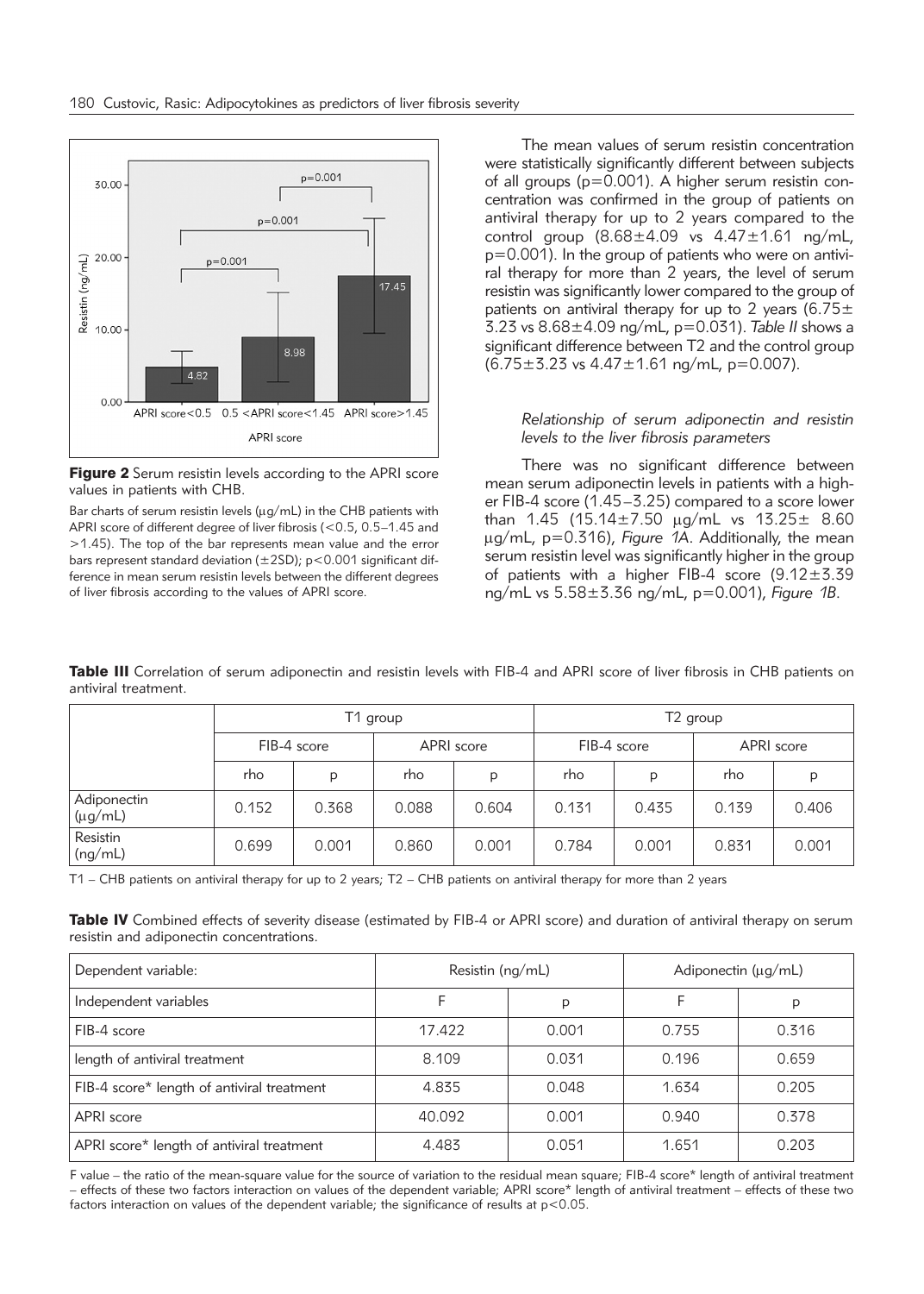**Figure 2** Serum resistin levels according to the APRI score values in patients with CHB.

Bar charts of serum resistin levels (μg/mL) in the CHB patients with APRI score of different degree of liver fibrosis (<0.5, 0.5–1.45 and >1.45). The top of the bar represents mean value and the error bars represent standard deviation (±2SD); p<0.001 significant difference in mean serum resistin levels between the different degrees of liver fibrosis according to the values of APRI score.

The mean values of serum resistin concentration were statistically significantly different between subjects of all groups (p=0.001). A higher serum resistin concentration was confirmed in the group of patients on antiviral therapy for up to 2 years compared to the control group (8.68±4.09 vs 4.47±1.61 ng/mL, p=0.001). In the group of patients who were on antiviral therapy for more than 2 years, the level of serum resistin was significantly lower compared to the group of patients on antiviral therapy for up to 2 years (6.75±3.23 vs 8.68±4.09 ng/mL, p=0.031). *Table II* shows a significant difference between T2 and the control group (6.75±3.23 vs 4.47±1.61 ng/mL, p=0.007).

### *Relationship of serum adiponectin and resistin levels to the liver fibrosis parameters*

There was no significant difference between mean serum adiponectin levels in patients with a higher FIB-4 score (1.45–3.25) compared to a score lower than 1.45 (15.14±7.50 μg/mL vs 13.25± 8.60 μg/mL, p=0.316), *Figure 1A*. Additionally, the mean serum resistin level was significantly higher in the group of patients with a higher FIB-4 score (9.12±3.39 ng/mL vs 5.58±3.36 ng/mL, p=0.001), *Figure 1B*.

**Table III** Correlation of serum adiponectin and resistin levels with FIB-4 and APRI score of liver fibrosis in CHB patients on antiviral treatment.

| | T1 group | | | | T2 group | | | |
|---|---|---|---|---|---|---|---|---|
| | FIB-4 score | | APRI score | | FIB-4 score | | APRI score | |
| | rho | p | rho | p | rho | p | rho | p |
| Adiponectin (μg/mL) | 0.152 | 0.368 | 0.088 | 0.604 | 0.131 | 0.435 | 0.139 | 0.406 |
| Resistin (ng/mL) | 0.699 | 0.001 | 0.860 | 0.001 | 0.784 | 0.001 | 0.831 | 0.001 |

T1 – CHB patients on antiviral therapy for up to 2 years; T2 – CHB patients on antiviral therapy for more than 2 years

**Table IV** Combined effects of severity disease (estimated by FIB-4 or APRI score) and duration of antiviral therapy on serum resistin and adiponectin concentrations.

| Dependent variable: | Resistin (ng/mL) | | Adiponectin (μg/mL) | |
|---|---|---|---|---|
| Independent variables | F | p | F | p |
| FIB-4 score | 17.422 | 0.001 | 0.755 | 0.316 |
| length of antiviral treatment | 8.109 | 0.031 | 0.196 | 0.659 |
| FIB-4 score* length of antiviral treatment | 4.835 | 0.048 | 1.634 | 0.205 |
| APRI score | 40.092 | 0.001 | 0.940 | 0.378 |
| APRI score* length of antiviral treatment | 4.483 | 0.051 | 1.651 | 0.203 |

F value – the ratio of the mean-square value for the source of variation to the residual mean square; FIB-4 score* length of antiviral treatment – effects of these two factors interaction on values of the dependent variable; APRI score* length of antiviral treatment – effects of these two factors interaction on values of the dependent variable; the significance of results at p<0.05.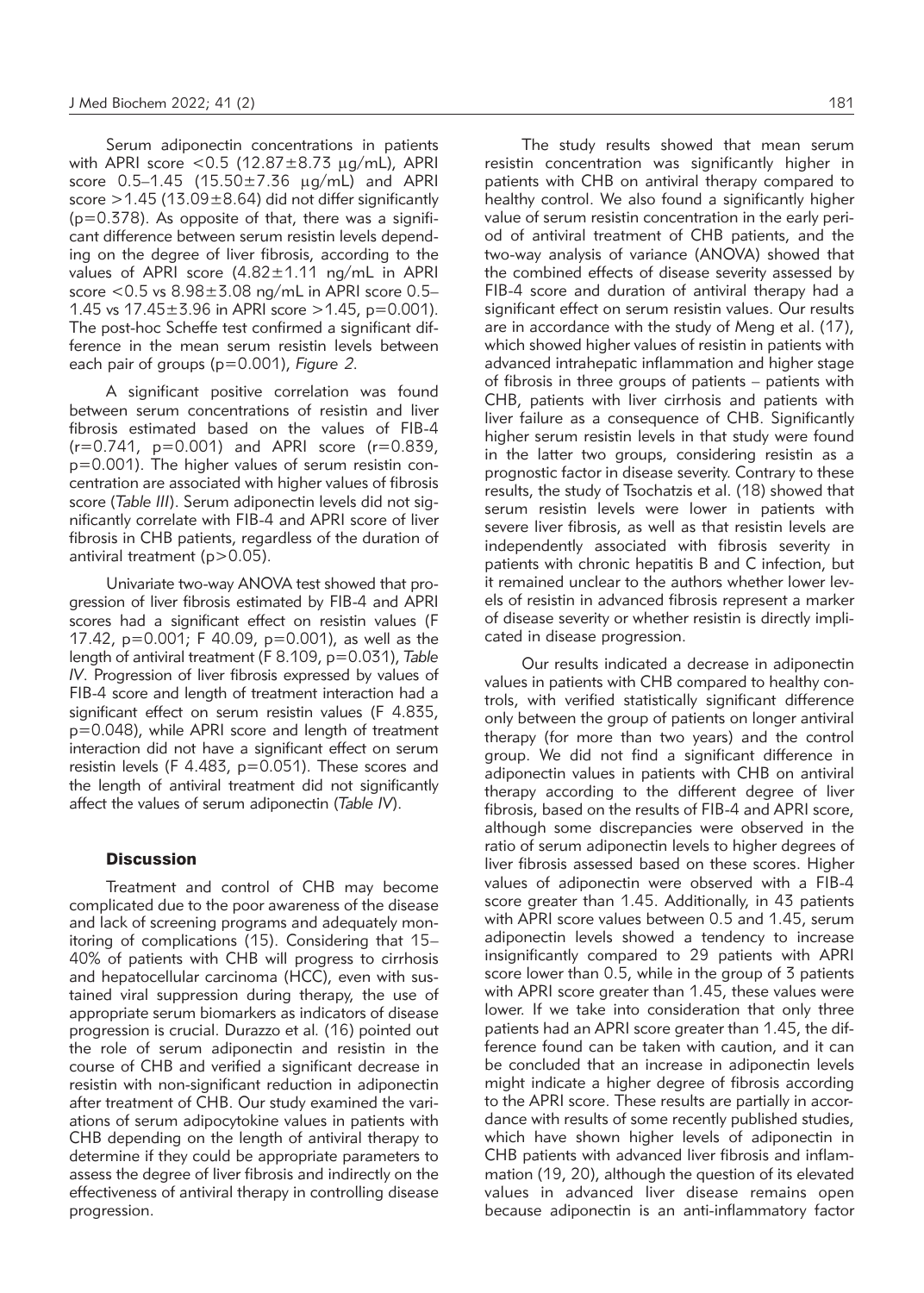Serum adiponectin concentrations in patients with APRI score <0.5 (12.87±8.73 μg/mL), APRI score 0.5–1.45 (15.50±7.36 μg/mL) and APRI score >1.45 (13.09±8.64) did not differ significantly (p=0.378). As opposite of that, there was a significant difference between serum resistin levels depending on the degree of liver fibrosis, according to the values of APRI score (4.82±1.11 ng/mL in APRI score <0.5 vs 8.98±3.08 ng/mL in APRI score 0.5–1.45 vs 17.45±3.96 in APRI score >1.45, p=0.001). The post-hoc Scheffe test confirmed a significant difference in the mean serum resistin levels between each pair of groups (p=0.001), *Figure 2*.

A significant positive correlation was found between serum concentrations of resistin and liver fibrosis estimated based on the values of FIB-4 (r=0.741, p=0.001) and APRI score (r=0.839, p=0.001). The higher values of serum resistin concentration are associated with higher values of fibrosis score (*Table III*). Serum adiponectin levels did not significantly correlate with FIB-4 and APRI score of liver fibrosis in CHB patients, regardless of the duration of antiviral treatment (p>0.05).

Univariate two-way ANOVA test showed that progression of liver fibrosis estimated by FIB-4 and APRI scores had a significant effect on resistin values (F 17.42, p=0.001; F 40.09, p=0.001), as well as the length of antiviral treatment (F 8.109, p=0.031), *Table IV*. Progression of liver fibrosis expressed by values of FIB-4 score and length of treatment interaction had a significant effect on serum resistin values (F 4.835, p=0.048), while APRI score and length of treatment interaction did not have a significant effect on serum resistin levels (F 4.483, p=0.051). These scores and the length of antiviral treatment did not significantly affect the values of serum adiponectin (*Table IV*).

## Discussion

Treatment and control of CHB may become complicated due to the poor awareness of the disease and lack of screening programs and adequately monitoring of complications (15). Considering that 15–40% of patients with CHB will progress to cirrhosis and hepatocellular carcinoma (HCC), even with sustained viral suppression during therapy, the use of appropriate serum biomarkers as indicators of disease progression is crucial. Durazzo et al. (16) pointed out the role of serum adiponectin and resistin in the course of CHB and verified a significant decrease in resistin with non-significant reduction in adiponectin after treatment of CHB. Our study examined the variations of serum adipocytokine values in patients with CHB depending on the length of antiviral therapy to determine if they could be appropriate parameters to assess the degree of liver fibrosis and indirectly on the effectiveness of antiviral therapy in controlling disease progression.

The study results showed that mean serum resistin concentration was significantly higher in patients with CHB on antiviral therapy compared to healthy control. We also found a significantly higher value of serum resistin concentration in the early period of antiviral treatment of CHB patients, and the two-way analysis of variance (ANOVA) showed that the combined effects of disease severity assessed by FIB-4 score and duration of antiviral therapy had a significant effect on serum resistin values. Our results are in accordance with the study of Meng et al. (17), which showed higher values of resistin in patients with advanced intrahepatic inflammation and higher stage of fibrosis in three groups of patients – patients with CHB, patients with liver cirrhosis and patients with liver failure as a consequence of CHB. Significantly higher serum resistin levels in that study were found in the latter two groups, considering resistin as a prognostic factor in disease severity. Contrary to these results, the study of Tsochatzis et al. (18) showed that serum resistin levels were lower in patients with severe liver fibrosis, as well as that resistin levels are independently associated with fibrosis severity in patients with chronic hepatitis B and C infection, but it remained unclear to the authors whether lower levels of resistin in advanced fibrosis represent a marker of disease severity or whether resistin is directly implicated in disease progression.

Our results indicated a decrease in adiponectin values in patients with CHB compared to healthy controls, with verified statistically significant difference only between the group of patients on longer antiviral therapy (for more than two years) and the control group. We did not find a significant difference in adiponectin values in patients with CHB on antiviral therapy according to the different degree of liver fibrosis, based on the results of FIB-4 and APRI score, although some discrepancies were observed in the ratio of serum adiponectin levels to higher degrees of liver fibrosis assessed based on these scores. Higher values of adiponectin were observed with a FIB-4 score greater than 1.45. Additionally, in 43 patients with APRI score values between 0.5 and 1.45, serum adiponectin levels showed a tendency to increase insignificantly compared to 29 patients with APRI score lower than 0.5, while in the group of 3 patients with APRI score greater than 1.45, these values were lower. If we take into consideration that only three patients had an APRI score greater than 1.45, the difference found can be taken with caution, and it can be concluded that an increase in adiponectin levels might indicate a higher degree of fibrosis according to the APRI score. These results are partially in accordance with results of some recently published studies, which have shown higher levels of adiponectin in CHB patients with advanced liver fibrosis and inflammation (19, 20), although the question of its elevated values in advanced liver disease remains open because adiponectin is an anti-inflammatory factor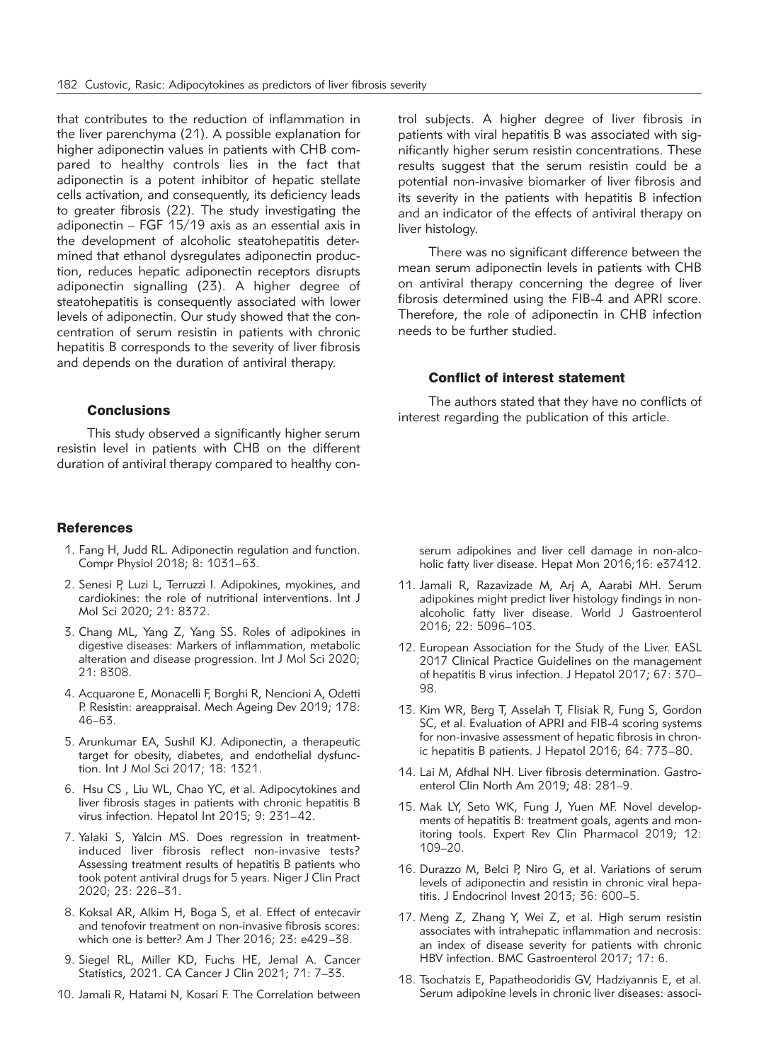that contributes to the reduction of inflammation in the liver parenchyma (21). A possible explanation for higher adiponectin values in patients with CHB compared to healthy controls lies in the fact that adiponectin is a potent inhibitor of hepatic stellate cells activation, and consequently, its deficiency leads to greater fibrosis (22). The study investigating the adiponectin – FGF 15/19 axis as an essential axis in the development of alcoholic steatohepatitis determined that ethanol dysregulates adiponectin production, reduces hepatic adiponectin receptors disrupts adiponectin signalling (23). A higher degree of steatohepatitis is consequently associated with lower levels of adiponectin. Our study showed that the concentration of serum resistin in patients with chronic hepatitis B corresponds to the severity of liver fibrosis and depends on the duration of antiviral therapy.

## Conclusions

This study observed a significantly higher serum resistin level in patients with CHB on the different duration of antiviral therapy compared to healthy control subjects. A higher degree of liver fibrosis in patients with viral hepatitis B was associated with significantly higher serum resistin concentrations. These results suggest that the serum resistin could be a potential non-invasive biomarker of liver fibrosis and its severity in the patients with hepatitis B infection and an indicator of the effects of antiviral therapy on liver histology.

There was no significant difference between the mean serum adiponectin levels in patients with CHB on antiviral therapy concerning the degree of liver fibrosis determined using the FIB-4 and APRI score. Therefore, the role of adiponectin in CHB infection needs to be further studied.

## Conflict of interest statement

The authors stated that they have no conflicts of interest regarding the publication of this article.

## References

1. Fang H, Judd RL. Adiponectin regulation and function. Compr Physiol 2018; 8: 1031–63.
2. Senesi P, Luzi L, Terruzzi I. Adipokines, myokines, and cardiokines: the role of nutritional interventions. Int J Mol Sci 2020; 21: 8372.
3. Chang ML, Yang Z, Yang SS. Roles of adipokines in digestive diseases: Markers of inflammation, metabolic alteration and disease progression. Int J Mol Sci 2020; 21: 8308.
4. Acquarone E, Monacelli F, Borghi R, Nencioni A, Odetti P. Resistin: areappraisal. Mech Ageing Dev 2019; 178: 46–63.
5. Arunkumar EA, Sushil KJ. Adiponectin, a therapeutic target for obesity, diabetes, and endothelial dysfunction. Int J Mol Sci 2017; 18: 1321.
6. Hsu CS , Liu WL, Chao YC, et al. Adipocytokines and liver fibrosis stages in patients with chronic hepatitis B virus infection. Hepatol Int 2015; 9: 231–42.
7. Yalaki S, Yalcin MS. Does regression in treatment-induced liver fibrosis reflect non-invasive tests? Assessing treatment results of hepatitis B patients who took potent antiviral drugs for 5 years. Niger J Clin Pract 2020; 23: 226–31.
8. Koksal AR, Alkim H, Boga S, et al. Effect of entecavir and tenofovir treatment on non-invasive fibrosis scores: which one is better? Am J Ther 2016; 23: e429–38.
9. Siegel RL, Miller KD, Fuchs HE, Jemal A. Cancer Statistics, 2021. CA Cancer J Clin 2021; 71: 7–33.
10. Jamali R, Hatami N, Kosari F. The Correlation between serum adipokines and liver cell damage in non-alcoholic fatty liver disease. Hepat Mon 2016;16: e37412.
11. Jamali R, Razavizade M, Arj A, Aarabi MH. Serum adipokines might predict liver histology findings in non-alcoholic fatty liver disease. World J Gastroenterol 2016; 22: 5096–103.
12. European Association for the Study of the Liver. EASL 2017 Clinical Practice Guidelines on the management of hepatitis B virus infection. J Hepatol 2017; 67: 370–98.
13. Kim WR, Berg T, Asselah T, Flisiak R, Fung S, Gordon SC, et al. Evaluation of APRI and FIB-4 scoring systems for non-invasive assessment of hepatic fibrosis in chronic hepatitis B patients. J Hepatol 2016; 64: 773–80.
14. Lai M, Afdhal NH. Liver fibrosis determination. Gastroenterol Clin North Am 2019; 48: 281–9.
15. Mak LY, Seto WK, Fung J, Yuen MF. Novel developments of hepatitis B: treatment goals, agents and monitoring tools. Expert Rev Clin Pharmacol 2019; 12: 109–20.
16. Durazzo M, Belci P, Niro G, et al. Variations of serum levels of adiponectin and resistin in chronic viral hepatitis. J Endocrinol Invest 2013; 36: 600–5.
17. Meng Z, Zhang Y, Wei Z, et al. High serum resistin associates with intrahepatic inflammation and necrosis: an index of disease severity for patients with chronic HBV infection. BMC Gastroenterol 2017; 17: 6.
18. Tsochatzis E, Papatheodoridis GV, Hadziyannis E, et al. Serum adipokine levels in chronic liver diseases: associ-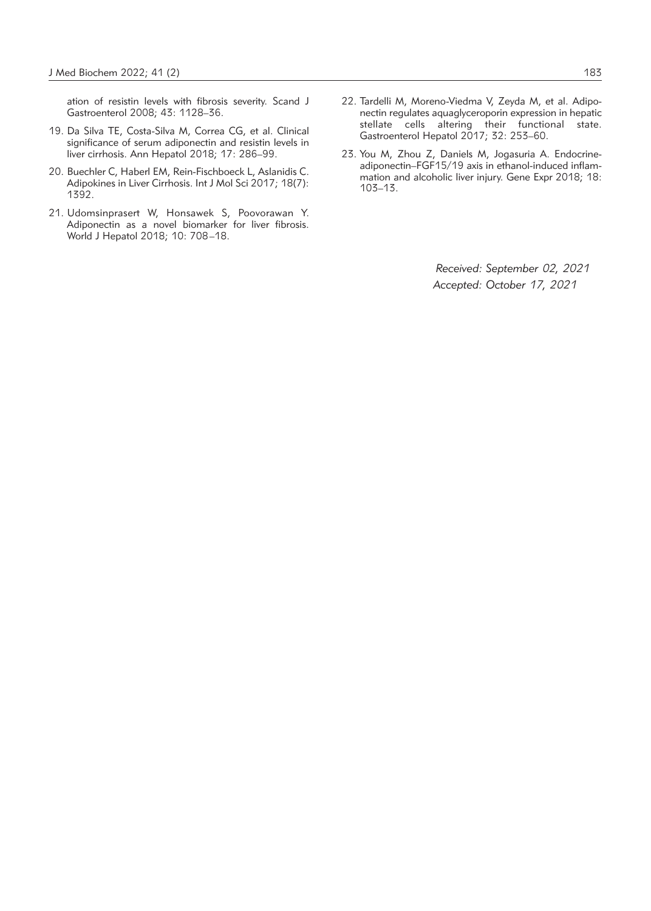ation of resistin levels with fibrosis severity. Scand J Gastroenterol 2008; 43: 1128–36.

19. Da Silva TE, Costa-Silva M, Correa CG, et al. Clinical significance of serum adiponectin and resistin levels in liver cirrhosis. Ann Hepatol 2018; 17: 286–99.

20. Buechler C, Haberl EM, Rein-Fischboeck L, Aslanidis C. Adipokines in Liver Cirrhosis. Int J Mol Sci 2017; 18(7): 1392.

21. Udomsinprasert W, Honsawek S, Poovorawan Y. Adiponectin as a novel biomarker for liver fibrosis. World J Hepatol 2018; 10: 708–18.

22. Tardelli M, Moreno-Viedma V, Zeyda M, et al. Adiponectin regulates aquaglyceroporin expression in hepatic stellate cells altering their functional state. Gastroenterol Hepatol 2017; 32: 253–60.

23. You M, Zhou Z, Daniels M, Jogasuria A. Endocrine-adiponectin–FGF15/19 axis in ethanol-induced inflammation and alcoholic liver injury. Gene Expr 2018; 18: 103–13.

*Received: September 02, 2021*
*Accepted: October 17, 2021*